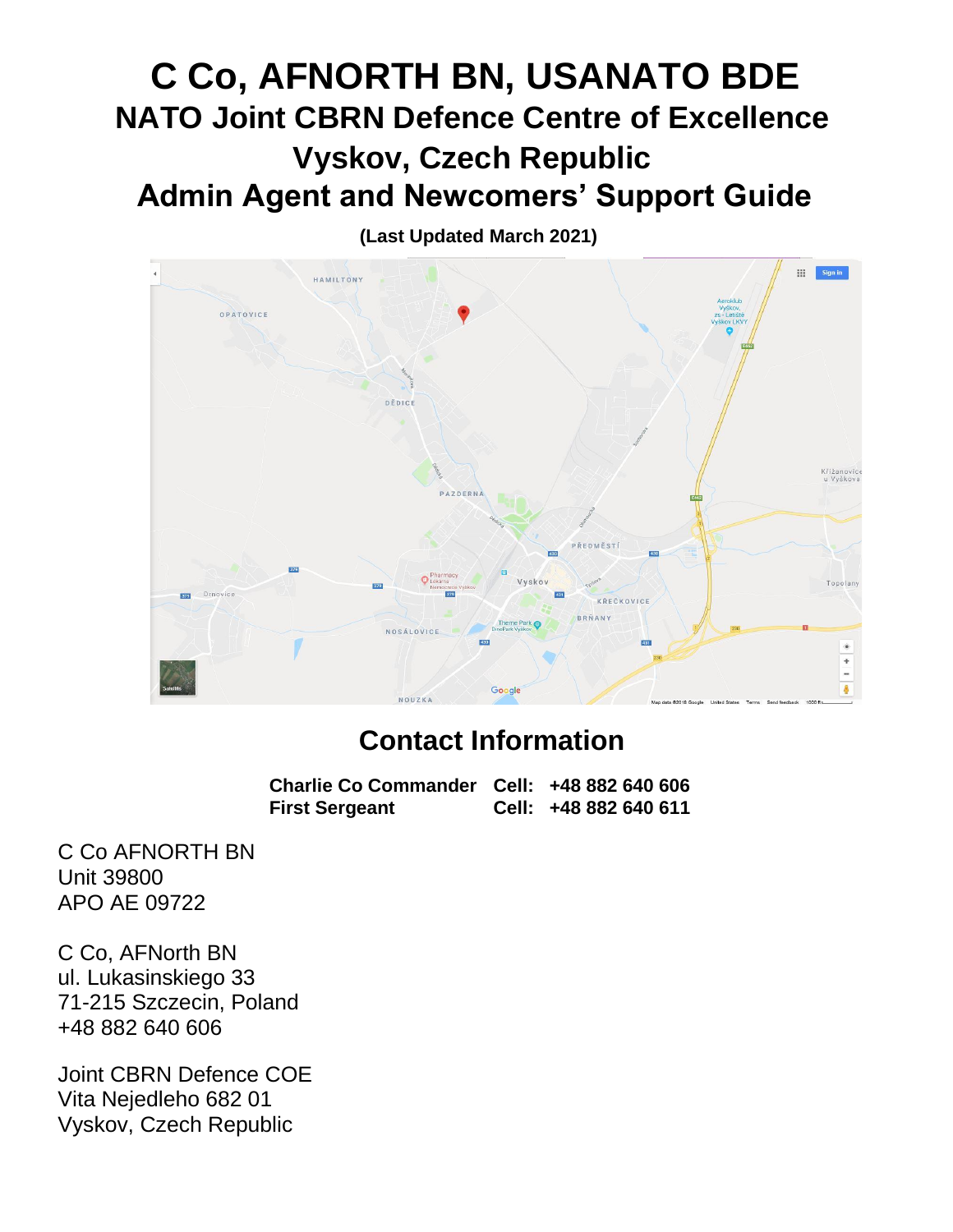# C Co, AFNORTH BN, USANATO BDE

## NATO Joint CBRN Defence Centre of Excellence

## Vyskov, Czech Republic

## Admin Agent and Newcomers' Support Guide

**(Last Updated March 2021)**

## Contact Information

| | | |
|---|---|---|
| **Charlie Co Commander** | **Cell:** | **+48 882 640 606** |
| **First Sergeant** | **Cell:** | **+48 882 640 611** |

C Co AFNORTH BN
Unit 39800
APO AE 09722

C Co, AFNorth BN
ul. Lukasinskiego 33
71-215 Szczecin, Poland
+48 882 640 606

Joint CBRN Defence COE
Vita Nejedleho 682 01
Vyskov, Czech Republic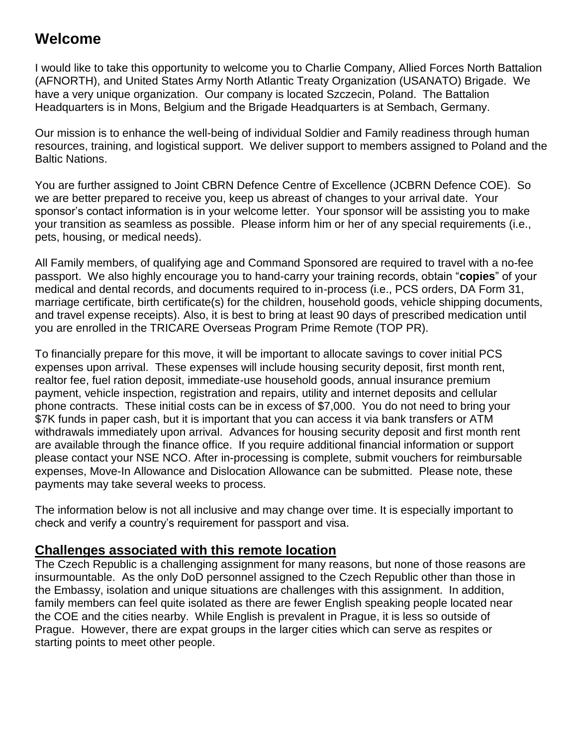## Welcome

I would like to take this opportunity to welcome you to Charlie Company, Allied Forces North Battalion (AFNORTH), and United States Army North Atlantic Treaty Organization (USANATO) Brigade. We have a very unique organization. Our company is located Szczecin, Poland. The Battalion Headquarters is in Mons, Belgium and the Brigade Headquarters is at Sembach, Germany.

Our mission is to enhance the well-being of individual Soldier and Family readiness through human resources, training, and logistical support. We deliver support to members assigned to Poland and the Baltic Nations.

You are further assigned to Joint CBRN Defence Centre of Excellence (JCBRN Defence COE). So we are better prepared to receive you, keep us abreast of changes to your arrival date. Your sponsor's contact information is in your welcome letter. Your sponsor will be assisting you to make your transition as seamless as possible. Please inform him or her of any special requirements (i.e., pets, housing, or medical needs).

All Family members, of qualifying age and Command Sponsored are required to travel with a no-fee passport. We also highly encourage you to hand-carry your training records, obtain "**copies**" of your medical and dental records, and documents required to in-process (i.e., PCS orders, DA Form 31, marriage certificate, birth certificate(s) for the children, household goods, vehicle shipping documents, and travel expense receipts). Also, it is best to bring at least 90 days of prescribed medication until you are enrolled in the TRICARE Overseas Program Prime Remote (TOP PR).

To financially prepare for this move, it will be important to allocate savings to cover initial PCS expenses upon arrival. These expenses will include housing security deposit, first month rent, realtor fee, fuel ration deposit, immediate-use household goods, annual insurance premium payment, vehicle inspection, registration and repairs, utility and internet deposits and cellular phone contracts. These initial costs can be in excess of $7,000. You do not need to bring your $7K funds in paper cash, but it is important that you can access it via bank transfers or ATM withdrawals immediately upon arrival. Advances for housing security deposit and first month rent are available through the finance office. If you require additional financial information or support please contact your NSE NCO. After in-processing is complete, submit vouchers for reimbursable expenses, Move-In Allowance and Dislocation Allowance can be submitted. Please note, these payments may take several weeks to process.

The information below is not all inclusive and may change over time. It is especially important to check and verify a country's requirement for passport and visa.

### Challenges associated with this remote location

The Czech Republic is a challenging assignment for many reasons, but none of those reasons are insurmountable. As the only DoD personnel assigned to the Czech Republic other than those in the Embassy, isolation and unique situations are challenges with this assignment. In addition, family members can feel quite isolated as there are fewer English speaking people located near the COE and the cities nearby. While English is prevalent in Prague, it is less so outside of Prague. However, there are expat groups in the larger cities which can serve as respites or starting points to meet other people.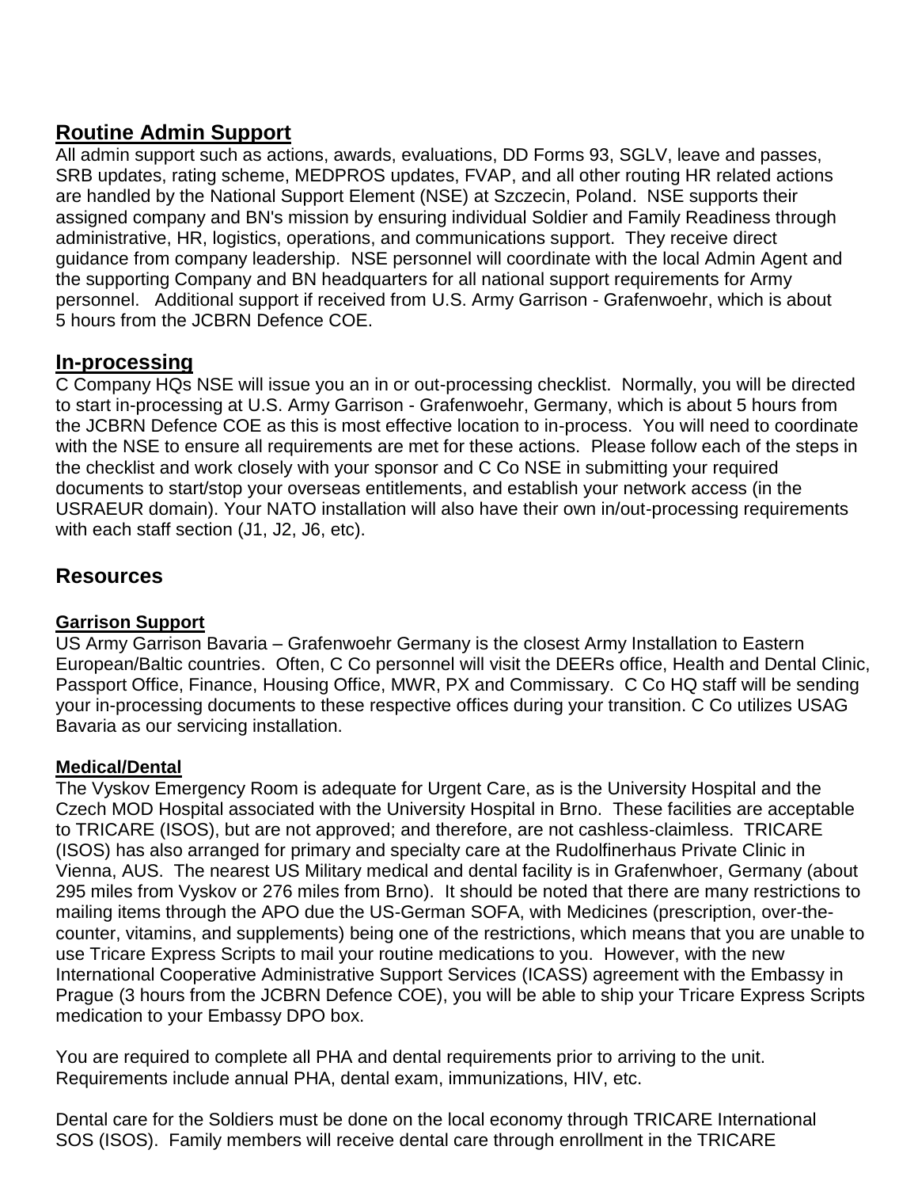## Routine Admin Support

All admin support such as actions, awards, evaluations, DD Forms 93, SGLV, leave and passes, SRB updates, rating scheme, MEDPROS updates, FVAP, and all other routing HR related actions are handled by the National Support Element (NSE) at Szczecin, Poland. NSE supports their assigned company and BN's mission by ensuring individual Soldier and Family Readiness through administrative, HR, logistics, operations, and communications support. They receive direct guidance from company leadership. NSE personnel will coordinate with the local Admin Agent and the supporting Company and BN headquarters for all national support requirements for Army personnel. Additional support if received from U.S. Army Garrison - Grafenwoehr, which is about 5 hours from the JCBRN Defence COE.

## In-processing

C Company HQs NSE will issue you an in or out-processing checklist. Normally, you will be directed to start in-processing at U.S. Army Garrison - Grafenwoehr, Germany, which is about 5 hours from the JCBRN Defence COE as this is most effective location to in-process. You will need to coordinate with the NSE to ensure all requirements are met for these actions. Please follow each of the steps in the checklist and work closely with your sponsor and C Co NSE in submitting your required documents to start/stop your overseas entitlements, and establish your network access (in the USRAEUR domain). Your NATO installation will also have their own in/out-processing requirements with each staff section (J1, J2, J6, etc).

## Resources

### Garrison Support

US Army Garrison Bavaria – Grafenwoehr Germany is the closest Army Installation to Eastern European/Baltic countries. Often, C Co personnel will visit the DEERs office, Health and Dental Clinic, Passport Office, Finance, Housing Office, MWR, PX and Commissary. C Co HQ staff will be sending your in-processing documents to these respective offices during your transition. C Co utilizes USAG Bavaria as our servicing installation.

### Medical/Dental

The Vyskov Emergency Room is adequate for Urgent Care, as is the University Hospital and the Czech MOD Hospital associated with the University Hospital in Brno. These facilities are acceptable to TRICARE (ISOS), but are not approved; and therefore, are not cashless-claimless. TRICARE (ISOS) has also arranged for primary and specialty care at the Rudolfinerhaus Private Clinic in Vienna, AUS. The nearest US Military medical and dental facility is in Grafenwhoer, Germany (about 295 miles from Vyskov or 276 miles from Brno). It should be noted that there are many restrictions to mailing items through the APO due the US-German SOFA, with Medicines (prescription, over-the-counter, vitamins, and supplements) being one of the restrictions, which means that you are unable to use Tricare Express Scripts to mail your routine medications to you. However, with the new International Cooperative Administrative Support Services (ICASS) agreement with the Embassy in Prague (3 hours from the JCBRN Defence COE), you will be able to ship your Tricare Express Scripts medication to your Embassy DPO box.

You are required to complete all PHA and dental requirements prior to arriving to the unit. Requirements include annual PHA, dental exam, immunizations, HIV, etc.

Dental care for the Soldiers must be done on the local economy through TRICARE International SOS (ISOS). Family members will receive dental care through enrollment in the TRICARE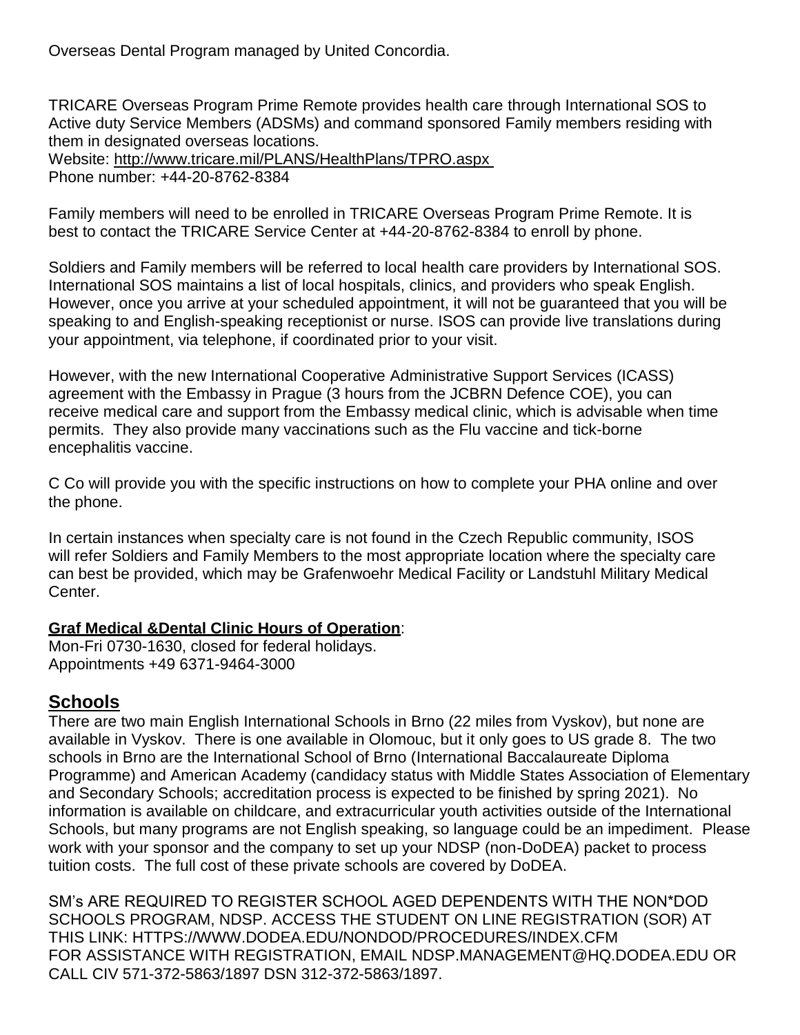Overseas Dental Program managed by United Concordia.

TRICARE Overseas Program Prime Remote provides health care through International SOS to Active duty Service Members (ADSMs) and command sponsored Family members residing with them in designated overseas locations.
Website: http://www.tricare.mil/PLANS/HealthPlans/TPRO.aspx
Phone number: +44-20-8762-8384

Family members will need to be enrolled in TRICARE Overseas Program Prime Remote. It is best to contact the TRICARE Service Center at +44-20-8762-8384 to enroll by phone.

Soldiers and Family members will be referred to local health care providers by International SOS. International SOS maintains a list of local hospitals, clinics, and providers who speak English. However, once you arrive at your scheduled appointment, it will not be guaranteed that you will be speaking to and English-speaking receptionist or nurse. ISOS can provide live translations during your appointment, via telephone, if coordinated prior to your visit.

However, with the new International Cooperative Administrative Support Services (ICASS) agreement with the Embassy in Prague (3 hours from the JCBRN Defence COE), you can receive medical care and support from the Embassy medical clinic, which is advisable when time permits. They also provide many vaccinations such as the Flu vaccine and tick-borne encephalitis vaccine.

C Co will provide you with the specific instructions on how to complete your PHA online and over the phone.

In certain instances when specialty care is not found in the Czech Republic community, ISOS will refer Soldiers and Family Members to the most appropriate location where the specialty care can best be provided, which may be Grafenwoehr Medical Facility or Landstuhl Military Medical Center.

**Graf Medical &Dental Clinic Hours of Operation**:
Mon-Fri 0730-1630, closed for federal holidays.
Appointments +49 6371-9464-3000

## Schools

There are two main English International Schools in Brno (22 miles from Vyskov), but none are available in Vyskov. There is one available in Olomouc, but it only goes to US grade 8. The two schools in Brno are the International School of Brno (International Baccalaureate Diploma Programme) and American Academy (candidacy status with Middle States Association of Elementary and Secondary Schools; accreditation process is expected to be finished by spring 2021). No information is available on childcare, and extracurricular youth activities outside of the International Schools, but many programs are not English speaking, so language could be an impediment. Please work with your sponsor and the company to set up your NDSP (non-DoDEA) packet to process tuition costs. The full cost of these private schools are covered by DoDEA.

SM's ARE REQUIRED TO REGISTER SCHOOL AGED DEPENDENTS WITH THE NON*DOD SCHOOLS PROGRAM, NDSP. ACCESS THE STUDENT ON LINE REGISTRATION (SOR) AT THIS LINK: HTTPS://WWW.DODEA.EDU/NONDOD/PROCEDURES/INDEX.CFM
FOR ASSISTANCE WITH REGISTRATION, EMAIL NDSP.MANAGEMENT@HQ.DODEA.EDU OR CALL CIV 571-372-5863/1897 DSN 312-372-5863/1897.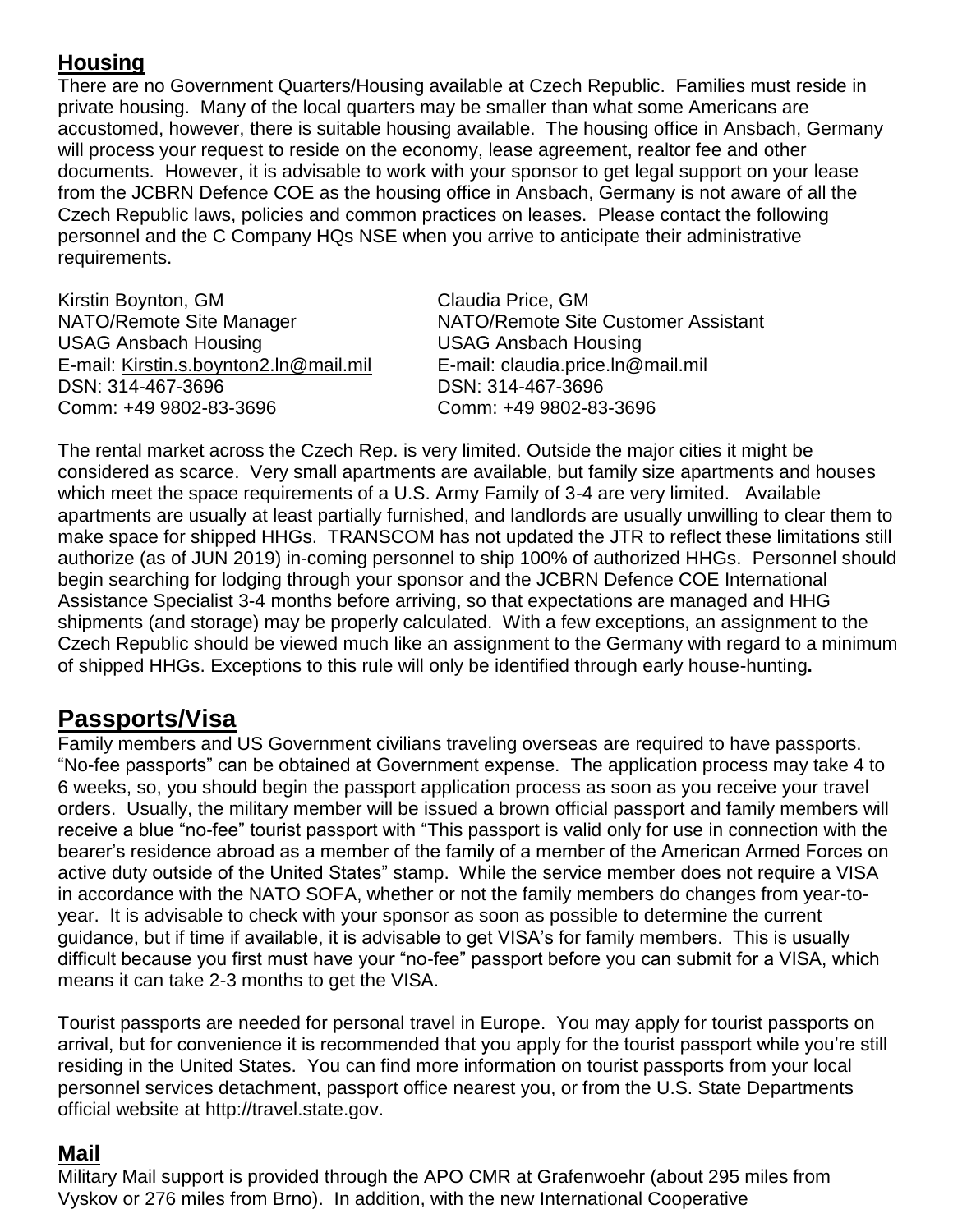## Housing

There are no Government Quarters/Housing available at Czech Republic. Families must reside in private housing. Many of the local quarters may be smaller than what some Americans are accustomed, however, there is suitable housing available. The housing office in Ansbach, Germany will process your request to reside on the economy, lease agreement, realtor fee and other documents. However, it is advisable to work with your sponsor to get legal support on your lease from the JCBRN Defence COE as the housing office in Ansbach, Germany is not aware of all the Czech Republic laws, policies and common practices on leases. Please contact the following personnel and the C Company HQs NSE when you arrive to anticipate their administrative requirements.

Kirstin Boynton, GM
NATO/Remote Site Manager
USAG Ansbach Housing
E-mail: Kirstin.s.boynton2.ln@mail.mil
DSN: 314-467-3696
Comm: +49 9802-83-3696

Claudia Price, GM
NATO/Remote Site Customer Assistant
USAG Ansbach Housing
E-mail: claudia.price.ln@mail.mil
DSN: 314-467-3696
Comm: +49 9802-83-3696

The rental market across the Czech Rep. is very limited. Outside the major cities it might be considered as scarce. Very small apartments are available, but family size apartments and houses which meet the space requirements of a U.S. Army Family of 3-4 are very limited. Available apartments are usually at least partially furnished, and landlords are usually unwilling to clear them to make space for shipped HHGs. TRANSCOM has not updated the JTR to reflect these limitations still authorize (as of JUN 2019) in-coming personnel to ship 100% of authorized HHGs. Personnel should begin searching for lodging through your sponsor and the JCBRN Defence COE International Assistance Specialist 3-4 months before arriving, so that expectations are managed and HHG shipments (and storage) may be properly calculated. With a few exceptions, an assignment to the Czech Republic should be viewed much like an assignment to the Germany with regard to a minimum of shipped HHGs. Exceptions to this rule will only be identified through early house-hunting**.**

## Passports/Visa

Family members and US Government civilians traveling overseas are required to have passports. "No-fee passports" can be obtained at Government expense. The application process may take 4 to 6 weeks, so, you should begin the passport application process as soon as you receive your travel orders. Usually, the military member will be issued a brown official passport and family members will receive a blue "no-fee" tourist passport with "This passport is valid only for use in connection with the bearer's residence abroad as a member of the family of a member of the American Armed Forces on active duty outside of the United States" stamp. While the service member does not require a VISA in accordance with the NATO SOFA, whether or not the family members do changes from year-to-year. It is advisable to check with your sponsor as soon as possible to determine the current guidance, but if time if available, it is advisable to get VISA's for family members. This is usually difficult because you first must have your "no-fee" passport before you can submit for a VISA, which means it can take 2-3 months to get the VISA.

Tourist passports are needed for personal travel in Europe. You may apply for tourist passports on arrival, but for convenience it is recommended that you apply for the tourist passport while you're still residing in the United States. You can find more information on tourist passports from your local personnel services detachment, passport office nearest you, or from the U.S. State Departments official website at http://travel.state.gov.

## Mail

Military Mail support is provided through the APO CMR at Grafenwoehr (about 295 miles from Vyskov or 276 miles from Brno). In addition, with the new International Cooperative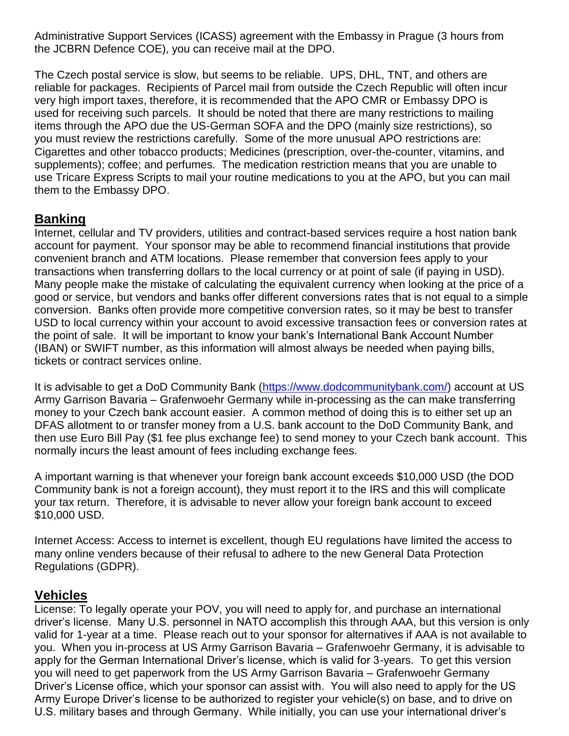Administrative Support Services (ICASS) agreement with the Embassy in Prague (3 hours from the JCBRN Defence COE), you can receive mail at the DPO.

The Czech postal service is slow, but seems to be reliable. UPS, DHL, TNT, and others are reliable for packages. Recipients of Parcel mail from outside the Czech Republic will often incur very high import taxes, therefore, it is recommended that the APO CMR or Embassy DPO is used for receiving such parcels. It should be noted that there are many restrictions to mailing items through the APO due the US-German SOFA and the DPO (mainly size restrictions), so you must review the restrictions carefully. Some of the more unusual APO restrictions are: Cigarettes and other tobacco products; Medicines (prescription, over-the-counter, vitamins, and supplements); coffee; and perfumes. The medication restriction means that you are unable to use Tricare Express Scripts to mail your routine medications to you at the APO, but you can mail them to the Embassy DPO.

## Banking

Internet, cellular and TV providers, utilities and contract-based services require a host nation bank account for payment. Your sponsor may be able to recommend financial institutions that provide convenient branch and ATM locations. Please remember that conversion fees apply to your transactions when transferring dollars to the local currency or at point of sale (if paying in USD). Many people make the mistake of calculating the equivalent currency when looking at the price of a good or service, but vendors and banks offer different conversions rates that is not equal to a simple conversion. Banks often provide more competitive conversion rates, so it may be best to transfer USD to local currency within your account to avoid excessive transaction fees or conversion rates at the point of sale. It will be important to know your bank's International Bank Account Number (IBAN) or SWIFT number, as this information will almost always be needed when paying bills, tickets or contract services online.

It is advisable to get a DoD Community Bank (https://www.dodcommunitybank.com/) account at US Army Garrison Bavaria – Grafenwoehr Germany while in-processing as the can make transferring money to your Czech bank account easier. A common method of doing this is to either set up an DFAS allotment to or transfer money from a U.S. bank account to the DoD Community Bank, and then use Euro Bill Pay ($1 fee plus exchange fee) to send money to your Czech bank account. This normally incurs the least amount of fees including exchange fees.

A important warning is that whenever your foreign bank account exceeds $10,000 USD (the DOD Community bank is not a foreign account), they must report it to the IRS and this will complicate your tax return. Therefore, it is advisable to never allow your foreign bank account to exceed $10,000 USD.

Internet Access: Access to internet is excellent, though EU regulations have limited the access to many online venders because of their refusal to adhere to the new General Data Protection Regulations (GDPR).

## Vehicles

License: To legally operate your POV, you will need to apply for, and purchase an international driver's license. Many U.S. personnel in NATO accomplish this through AAA, but this version is only valid for 1-year at a time. Please reach out to your sponsor for alternatives if AAA is not available to you. When you in-process at US Army Garrison Bavaria – Grafenwoehr Germany, it is advisable to apply for the German International Driver's license, which is valid for 3-years. To get this version you will need to get paperwork from the US Army Garrison Bavaria – Grafenwoehr Germany Driver's License office, which your sponsor can assist with. You will also need to apply for the US Army Europe Driver's license to be authorized to register your vehicle(s) on base, and to drive on U.S. military bases and through Germany. While initially, you can use your international driver's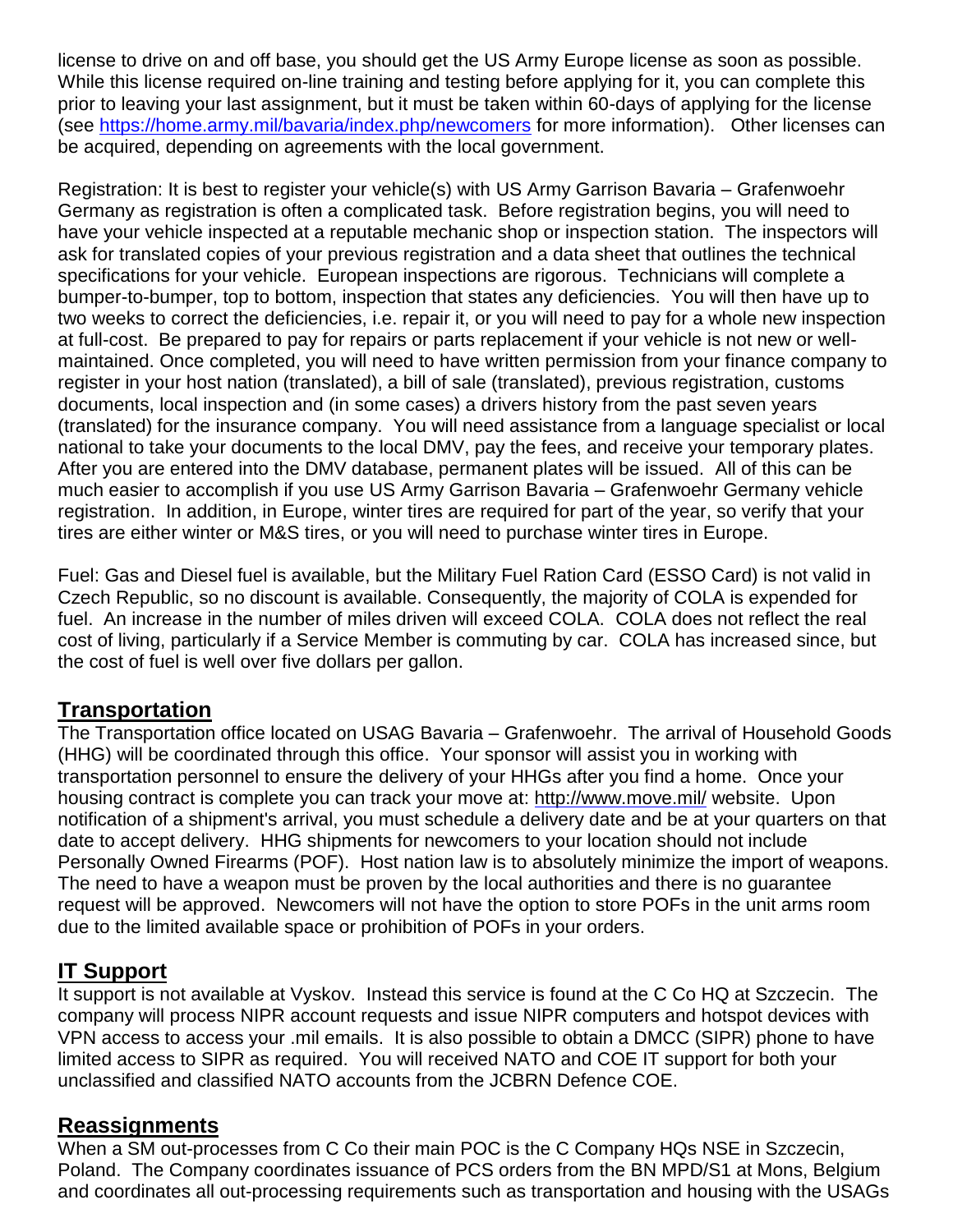license to drive on and off base, you should get the US Army Europe license as soon as possible. While this license required on-line training and testing before applying for it, you can complete this prior to leaving your last assignment, but it must be taken within 60-days of applying for the license (see https://home.army.mil/bavaria/index.php/newcomers for more information). Other licenses can be acquired, depending on agreements with the local government.

Registration: It is best to register your vehicle(s) with US Army Garrison Bavaria – Grafenwoehr Germany as registration is often a complicated task. Before registration begins, you will need to have your vehicle inspected at a reputable mechanic shop or inspection station. The inspectors will ask for translated copies of your previous registration and a data sheet that outlines the technical specifications for your vehicle. European inspections are rigorous. Technicians will complete a bumper-to-bumper, top to bottom, inspection that states any deficiencies. You will then have up to two weeks to correct the deficiencies, i.e. repair it, or you will need to pay for a whole new inspection at full-cost. Be prepared to pay for repairs or parts replacement if your vehicle is not new or well-maintained. Once completed, you will need to have written permission from your finance company to register in your host nation (translated), a bill of sale (translated), previous registration, customs documents, local inspection and (in some cases) a drivers history from the past seven years (translated) for the insurance company. You will need assistance from a language specialist or local national to take your documents to the local DMV, pay the fees, and receive your temporary plates. After you are entered into the DMV database, permanent plates will be issued. All of this can be much easier to accomplish if you use US Army Garrison Bavaria – Grafenwoehr Germany vehicle registration. In addition, in Europe, winter tires are required for part of the year, so verify that your tires are either winter or M&S tires, or you will need to purchase winter tires in Europe.

Fuel: Gas and Diesel fuel is available, but the Military Fuel Ration Card (ESSO Card) is not valid in Czech Republic, so no discount is available. Consequently, the majority of COLA is expended for fuel. An increase in the number of miles driven will exceed COLA. COLA does not reflect the real cost of living, particularly if a Service Member is commuting by car. COLA has increased since, but the cost of fuel is well over five dollars per gallon.

## Transportation

The Transportation office located on USAG Bavaria – Grafenwoehr. The arrival of Household Goods (HHG) will be coordinated through this office. Your sponsor will assist you in working with transportation personnel to ensure the delivery of your HHGs after you find a home. Once your housing contract is complete you can track your move at: http://www.move.mil/ website. Upon notification of a shipment's arrival, you must schedule a delivery date and be at your quarters on that date to accept delivery. HHG shipments for newcomers to your location should not include Personally Owned Firearms (POF). Host nation law is to absolutely minimize the import of weapons. The need to have a weapon must be proven by the local authorities and there is no guarantee request will be approved. Newcomers will not have the option to store POFs in the unit arms room due to the limited available space or prohibition of POFs in your orders.

## IT Support

It support is not available at Vyskov. Instead this service is found at the C Co HQ at Szczecin. The company will process NIPR account requests and issue NIPR computers and hotspot devices with VPN access to access your .mil emails. It is also possible to obtain a DMCC (SIPR) phone to have limited access to SIPR as required. You will received NATO and COE IT support for both your unclassified and classified NATO accounts from the JCBRN Defence COE.

## Reassignments

When a SM out-processes from C Co their main POC is the C Company HQs NSE in Szczecin, Poland. The Company coordinates issuance of PCS orders from the BN MPD/S1 at Mons, Belgium and coordinates all out-processing requirements such as transportation and housing with the USAGs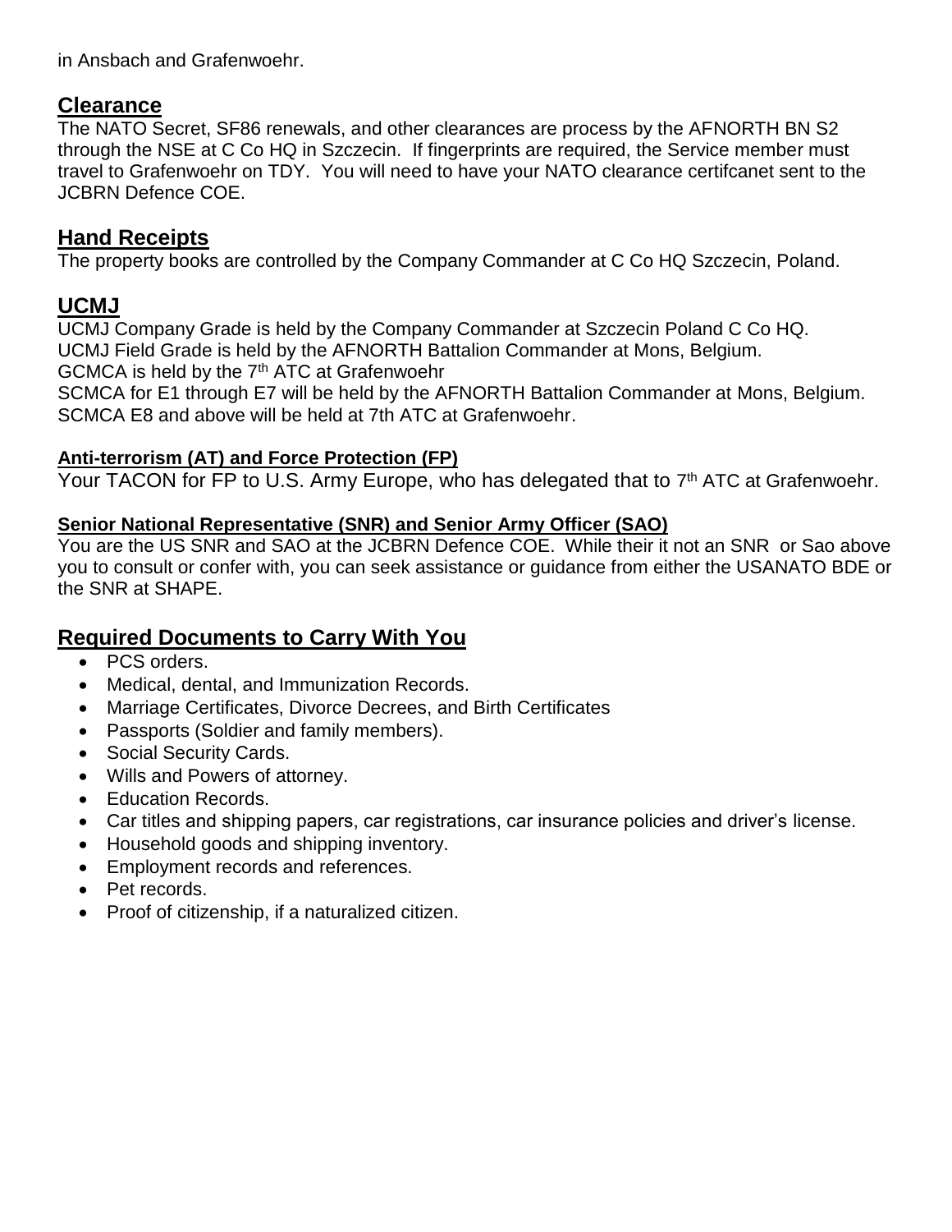in Ansbach and Grafenwoehr.

## Clearance

The NATO Secret, SF86 renewals, and other clearances are process by the AFNORTH BN S2 through the NSE at C Co HQ in Szczecin. If fingerprints are required, the Service member must travel to Grafenwoehr on TDY. You will need to have your NATO clearance certifcanet sent to the JCBRN Defence COE.

## Hand Receipts

The property books are controlled by the Company Commander at C Co HQ Szczecin, Poland.

## UCMJ

UCMJ Company Grade is held by the Company Commander at Szczecin Poland C Co HQ.
UCMJ Field Grade is held by the AFNORTH Battalion Commander at Mons, Belgium.
GCMCA is held by the 7th ATC at Grafenwoehr
SCMCA for E1 through E7 will be held by the AFNORTH Battalion Commander at Mons, Belgium.
SCMCA E8 and above will be held at 7th ATC at Grafenwoehr.

### Anti-terrorism (AT) and Force Protection (FP)

Your TACON for FP to U.S. Army Europe, who has delegated that to 7th ATC at Grafenwoehr.

### Senior National Representative (SNR) and Senior Army Officer (SAO)

You are the US SNR and SAO at the JCBRN Defence COE. While their it not an SNR or Sao above you to consult or confer with, you can seek assistance or guidance from either the USANATO BDE or the SNR at SHAPE.

## Required Documents to Carry With You

- PCS orders.
- Medical, dental, and Immunization Records.
- Marriage Certificates, Divorce Decrees, and Birth Certificates
- Passports (Soldier and family members).
- Social Security Cards.
- Wills and Powers of attorney.
- Education Records.
- Car titles and shipping papers, car registrations, car insurance policies and driver's license.
- Household goods and shipping inventory.
- Employment records and references.
- Pet records.
- Proof of citizenship, if a naturalized citizen.